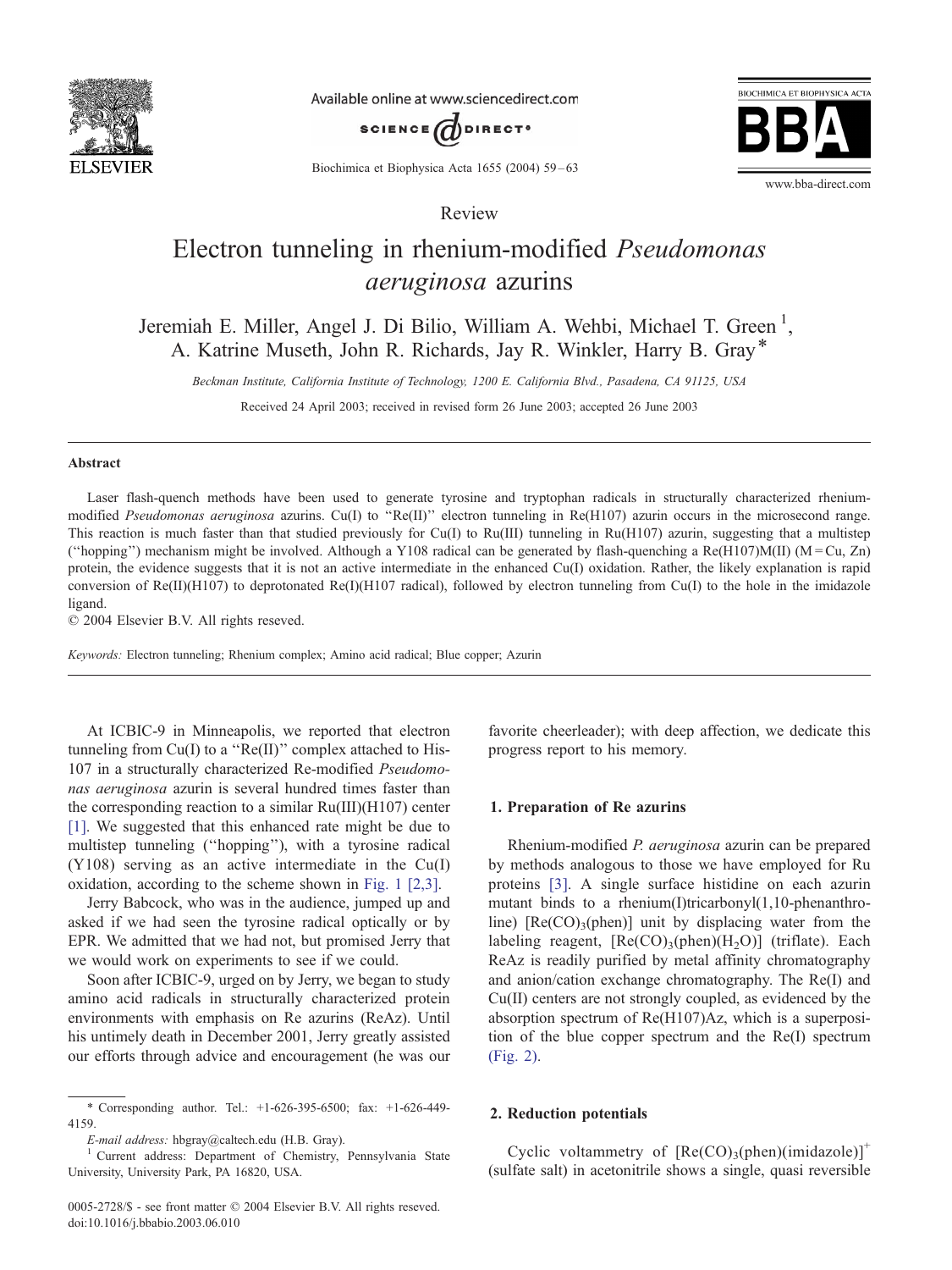Review

# Electron tunneling in rhenium-modified *Pseudomonas aeruginosa* azurins

Jeremiah E. Miller, Angel J. Di Bilio, William A. Wehbi, Michael T. Green [1], A. Katrine Museth, John R. Richards, Jay R. Winkler, Harry B. Gray*

*Beckman Institute, California Institute of Technology, 1200 E. California Blvd., Pasadena, CA 91125, USA*

Received 24 April 2003; received in revised form 26 June 2003; accepted 26 June 2003

## Abstract

Laser flash-quench methods have been used to generate tyrosine and tryptophan radicals in structurally characterized rhenium-modified *Pseudomonas aeruginosa* azurins. Cu(I) to "Re(II)" electron tunneling in Re(H107) azurin occurs in the microsecond range. This reaction is much faster than that studied previously for Cu(I) to Ru(III) tunneling in Ru(H107) azurin, suggesting that a multistep ("hopping") mechanism might be involved. Although a Y108 radical can be generated by flash-quenching a Re(H107)M(II) (M = Cu, Zn) protein, the evidence suggests that it is not an active intermediate in the enhanced Cu(I) oxidation. Rather, the likely explanation is rapid conversion of Re(II)(H107) to deprotonated Re(I)(H107 radical), followed by electron tunneling from Cu(I) to the hole in the imidazole ligand.

© 2004 Elsevier B.V. All rights reseved.

*Keywords:* Electron tunneling; Rhenium complex; Amino acid radical; Blue copper; Azurin

At ICBIC-9 in Minneapolis, we reported that electron tunneling from Cu(I) to a "Re(II)" complex attached to His-107 in a structurally characterized Re-modified *Pseudomonas aeruginosa* azurin is several hundred times faster than the corresponding reaction to a similar Ru(III)(H107) center [1]. We suggested that this enhanced rate might be due to multistep tunneling ("hopping"), with a tyrosine radical (Y108) serving as an active intermediate in the Cu(I) oxidation, according to the scheme shown in Fig. 1 [2,3].

Jerry Babcock, who was in the audience, jumped up and asked if we had seen the tyrosine radical optically or by EPR. We admitted that we had not, but promised Jerry that we would work on experiments to see if we could.

Soon after ICBIC-9, urged on by Jerry, we began to study amino acid radicals in structurally characterized protein environments with emphasis on Re azurins (ReAz). Until his untimely death in December 2001, Jerry greatly assisted our efforts through advice and encouragement (he was our favorite cheerleader); with deep affection, we dedicate this progress report to his memory.

## 1. Preparation of Re azurins

Rhenium-modified *P. aeruginosa* azurin can be prepared by methods analogous to those we have employed for Ru proteins [3]. A single surface histidine on each azurin mutant binds to a rhenium(I)tricarbonyl(1,10-phenanthroline) $[Re(CO)_3(phen)]$ unit by displacing water from the labeling reagent, $[Re(CO)_3(phen)(H_2O)]$ (triflate). Each ReAz is readily purified by metal affinity chromatography and anion/cation exchange chromatography. The Re(I) and Cu(II) centers are not strongly coupled, as evidenced by the absorption spectrum of Re(H107)Az, which is a superposition of the blue copper spectrum and the Re(I) spectrum (Fig. 2).

## 2. Reduction potentials

Cyclic voltammetry of $[Re(CO)_3(phen)(imidazole)]^+$ (sulfate salt) in acetonitrile shows a single, quasi reversible

---

* Corresponding author. Tel.: +1-626-395-6500; fax: +1-626-449-4159.

*E-mail address:* hbgray@caltech.edu (H.B. Gray).

[1] Current address: Department of Chemistry, Pennsylvania State University, University Park, PA 16820, USA.

0005-2728/$ - see front matter © 2004 Elsevier B.V. All rights reseved.
doi:10.1016/j.bbabio.2003.06.010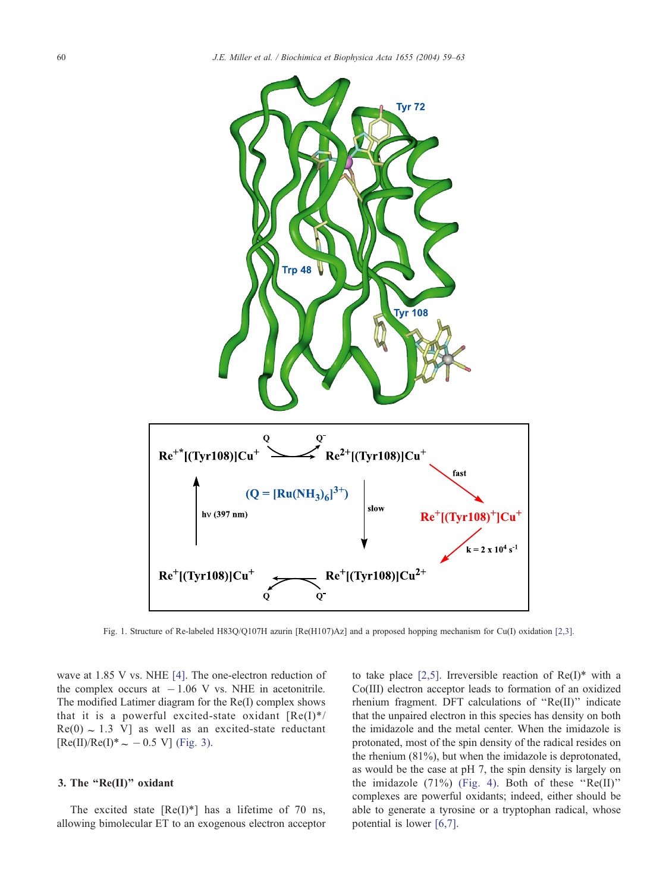Fig. 1. Structure of Re-labeled H83Q/Q107H azurin [Re(H107)Az] and a proposed hopping mechanism for Cu(I) oxidation [2,3].

wave at 1.85 V vs. NHE [4]. The one-electron reduction of the complex occurs at −1.06 V vs. NHE in acetonitrile. The modified Latimer diagram for the Re(I) complex shows that it is a powerful excited-state oxidant [Re(I)*/Re(0) ~ 1.3 V] as well as an excited-state reductant [Re(II)/Re(I)* ~ −0.5 V] (Fig. 3).

### 3. The "Re(II)" oxidant

The excited state [Re(I)*] has a lifetime of 70 ns, allowing bimolecular ET to an exogenous electron acceptor to take place [2,5]. Irreversible reaction of Re(I)* with a Co(III) electron acceptor leads to formation of an oxidized rhenium fragment. DFT calculations of "Re(II)" indicate that the unpaired electron in this species has density on both the imidazole and the metal center. When the imidazole is protonated, most of the spin density of the radical resides on the rhenium (81%), but when the imidazole is deprotonated, as would be the case at pH 7, the spin density is largely on the imidazole (71%) (Fig. 4). Both of these "Re(II)" complexes are powerful oxidants; indeed, either should be able to generate a tyrosine or a tryptophan radical, whose potential is lower [6,7].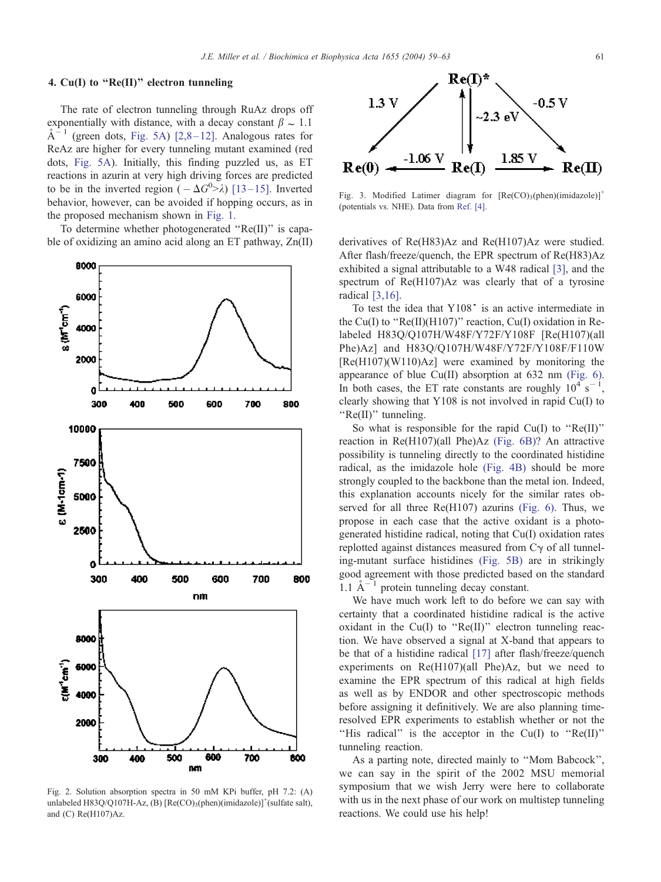## 4. Cu(I) to "Re(II)" electron tunneling

The rate of electron tunneling through RuAz drops off exponentially with distance, with a decay constant $\beta \sim 1.1$ Å$^{-1}$ (green dots, Fig. 5A) [2,8–12]. Analogous rates for ReAz are higher for every tunneling mutant examined (red dots, Fig. 5A). Initially, this finding puzzled us, as ET reactions in azurin at very high driving forces are predicted to be in the inverted region ($-\Delta G^0 > \lambda$) [13–15]. Inverted behavior, however, can be avoided if hopping occurs, as in the proposed mechanism shown in Fig. 1.

To determine whether photogenerated "Re(II)" is capable of oxidizing an amino acid along an ET pathway, Zn(II) derivatives of Re(H83)Az and Re(H107)Az were studied. After flash/freeze/quench, the EPR spectrum of Re(H83)Az exhibited a signal attributable to a W48 radical [3], and the spectrum of Re(H107)Az was clearly that of a tyrosine radical [3,16].

Fig. 2. Solution absorption spectra in 50 mM KPi buffer, pH 7.2: (A) unlabeled H83Q/Q107H-Az, (B) $[Re(CO)_3(phen)(imidazole)]^+$(sulfate salt), and (C) Re(H107)Az.

Fig. 3. Modified Latimer diagram for $[Re(CO)_3(phen)(imidazole)]^+$ (potentials vs. NHE). Data from Ref. [4].

To test the idea that Y108$^\bullet$ is an active intermediate in the Cu(I) to "Re(II)(H107)" reaction, Cu(I) oxidation in Re-labeled H83Q/Q107H/W48F/Y72F/Y108F [Re(H107)(all Phe)Az] and H83Q/Q107H/W48F/Y72F/Y108F/F110W [Re(H107)(W110)Az] were examined by monitoring the appearance of blue Cu(II) absorption at 632 nm (Fig. 6). In both cases, the ET rate constants are roughly $10^4$ s$^{-1}$, clearly showing that Y108 is not involved in rapid Cu(I) to "Re(II)" tunneling.

So what is responsible for the rapid Cu(I) to "Re(II)" reaction in Re(H107)(all Phe)Az (Fig. 6B)? An attractive possibility is tunneling directly to the coordinated histidine radical, as the imidazole hole (Fig. 4B) should be more strongly coupled to the backbone than the metal ion. Indeed, this explanation accounts nicely for the similar rates observed for all three Re(H107) azurins (Fig. 6). Thus, we propose in each case that the active oxidant is a photogenerated histidine radical, noting that Cu(I) oxidation rates replotted against distances measured from Cγ of all tunneling-mutant surface histidines (Fig. 5B) are in strikingly good agreement with those predicted based on the standard 1.1 Å$^{-1}$ protein tunneling decay constant.

We have much work left to do before we can say with certainty that a coordinated histidine radical is the active oxidant in the Cu(I) to "Re(II)" electron tunneling reaction. We have observed a signal at X-band that appears to be that of a histidine radical [17] after flash/freeze/quench experiments on Re(H107)(all Phe)Az, but we need to examine the EPR spectrum of this radical at high fields as well as by ENDOR and other spectroscopic methods before assigning it definitively. We are also planning time-resolved EPR experiments to establish whether or not the "His radical" is the acceptor in the Cu(I) to "Re(II)" tunneling reaction.

As a parting note, directed mainly to "Mom Babcock", we can say in the spirit of the 2002 MSU memorial symposium that we wish Jerry were here to collaborate with us in the next phase of our work on multistep tunneling reactions. We could use his help!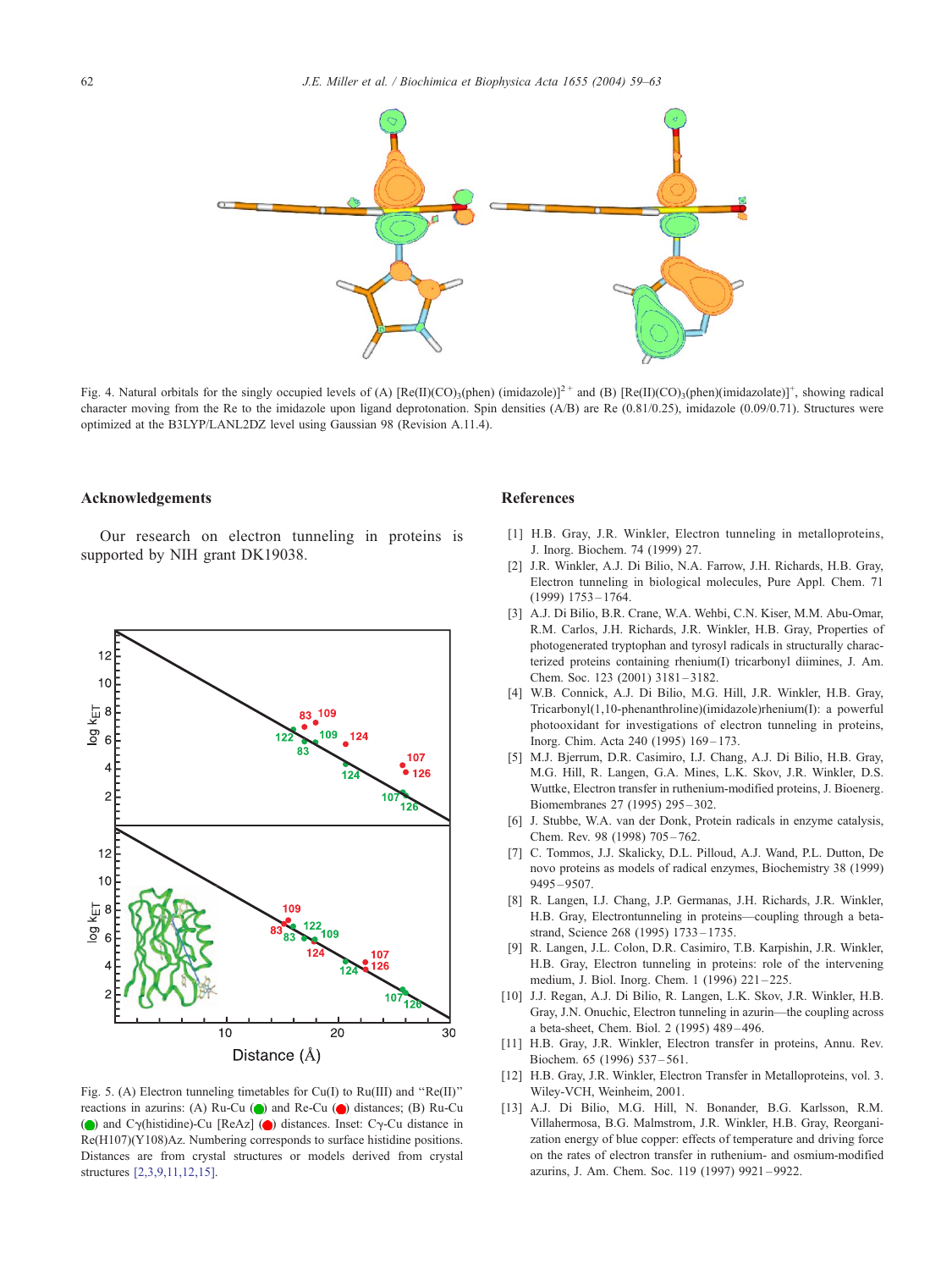Fig. 4. Natural orbitals for the singly occupied levels of (A) $[Re(II)(CO)_3(phen)(imidazole)]^{2+}$ and (B) $[Re(II)(CO)_3(phen)(imidazolate)]^+$, showing radical character moving from the Re to the imidazole upon ligand deprotonation. Spin densities (A/B) are Re (0.81/0.25), imidazole (0.09/0.71). Structures were optimized at the B3LYP/LANL2DZ level using Gaussian 98 (Revision A.11.4).

## Acknowledgements

Our research on electron tunneling in proteins is supported by NIH grant DK19038.

Fig. 5. (A) Electron tunneling timetables for Cu(I) to Ru(III) and "Re(II)" reactions in azurins: (A) Ru-Cu (●) and Re-Cu (●) distances; (B) Ru-Cu (●) and Cγ(histidine)-Cu [ReAz] (●) distances. Inset: Cγ-Cu distance in Re(H107)(Y108)Az. Numbering corresponds to surface histidine positions. Distances are from crystal structures or models derived from crystal structures [2,3,9,11,12,15].

## References

[1] H.B. Gray, J.R. Winkler, Electron tunneling in metalloproteins, J. Inorg. Biochem. 74 (1999) 27.

[2] J.R. Winkler, A.J. Di Bilio, N.A. Farrow, J.H. Richards, H.B. Gray, Electron tunneling in biological molecules, Pure Appl. Chem. 71 (1999) 1753–1764.

[3] A.J. Di Bilio, B.R. Crane, W.A. Wehbi, C.N. Kiser, M.M. Abu-Omar, R.M. Carlos, J.H. Richards, J.R. Winkler, H.B. Gray, Properties of photogenerated tryptophan and tyrosyl radicals in structurally characterized proteins containing rhenium(I) tricarbonyl diimines, J. Am. Chem. Soc. 123 (2001) 3181–3182.

[4] W.B. Connick, A.J. Di Bilio, M.G. Hill, J.R. Winkler, H.B. Gray, Tricarbonyl(1,10-phenanthroline)(imidazole)rhenium(I): a powerful photooxidant for investigations of electron tunneling in proteins, Inorg. Chim. Acta 240 (1995) 169–173.

[5] M.J. Bjerrum, D.R. Casimiro, I.J. Chang, A.J. Di Bilio, H.B. Gray, M.G. Hill, R. Langen, G.A. Mines, L.K. Skov, J.R. Winkler, D.S. Wuttke, Electron transfer in ruthenium-modified proteins, J. Bioenerg. Biomembranes 27 (1995) 295–302.

[6] J. Stubbe, W.A. van der Donk, Protein radicals in enzyme catalysis, Chem. Rev. 98 (1998) 705–762.

[7] C. Tommos, J.J. Skalicky, D.L. Pilloud, A.J. Wand, P.L. Dutton, De novo proteins as models of radical enzymes, Biochemistry 38 (1999) 9495–9507.

[8] R. Langen, I.J. Chang, J.P. Germanas, J.H. Richards, J.R. Winkler, H.B. Gray, Electrontunneling in proteins—coupling through a beta-strand, Science 268 (1995) 1733–1735.

[9] R. Langen, J.L. Colon, D.R. Casimiro, T.B. Karpishin, J.R. Winkler, H.B. Gray, Electron tunneling in proteins: role of the intervening medium, J. Biol. Inorg. Chem. 1 (1996) 221–225.

[10] J.J. Regan, A.J. Di Bilio, R. Langen, L.K. Skov, J.R. Winkler, H.B. Gray, J.N. Onuchic, Electron tunneling in azurin—the coupling across a beta-sheet, Chem. Biol. 2 (1995) 489–496.

[11] H.B. Gray, J.R. Winkler, Electron transfer in proteins, Annu. Rev. Biochem. 65 (1996) 537–561.

[12] H.B. Gray, J.R. Winkler, Electron Transfer in Metalloproteins, vol. 3. Wiley-VCH, Weinheim, 2001.

[13] A.J. Di Bilio, M.G. Hill, N. Bonander, B.G. Karlsson, R.M. Villahermosa, B.G. Malmstrom, J.R. Winkler, H.B. Gray, Reorganization energy of blue copper: effects of temperature and driving force on the rates of electron transfer in ruthenium- and osmium-modified azurins, J. Am. Chem. Soc. 119 (1997) 9921–9922.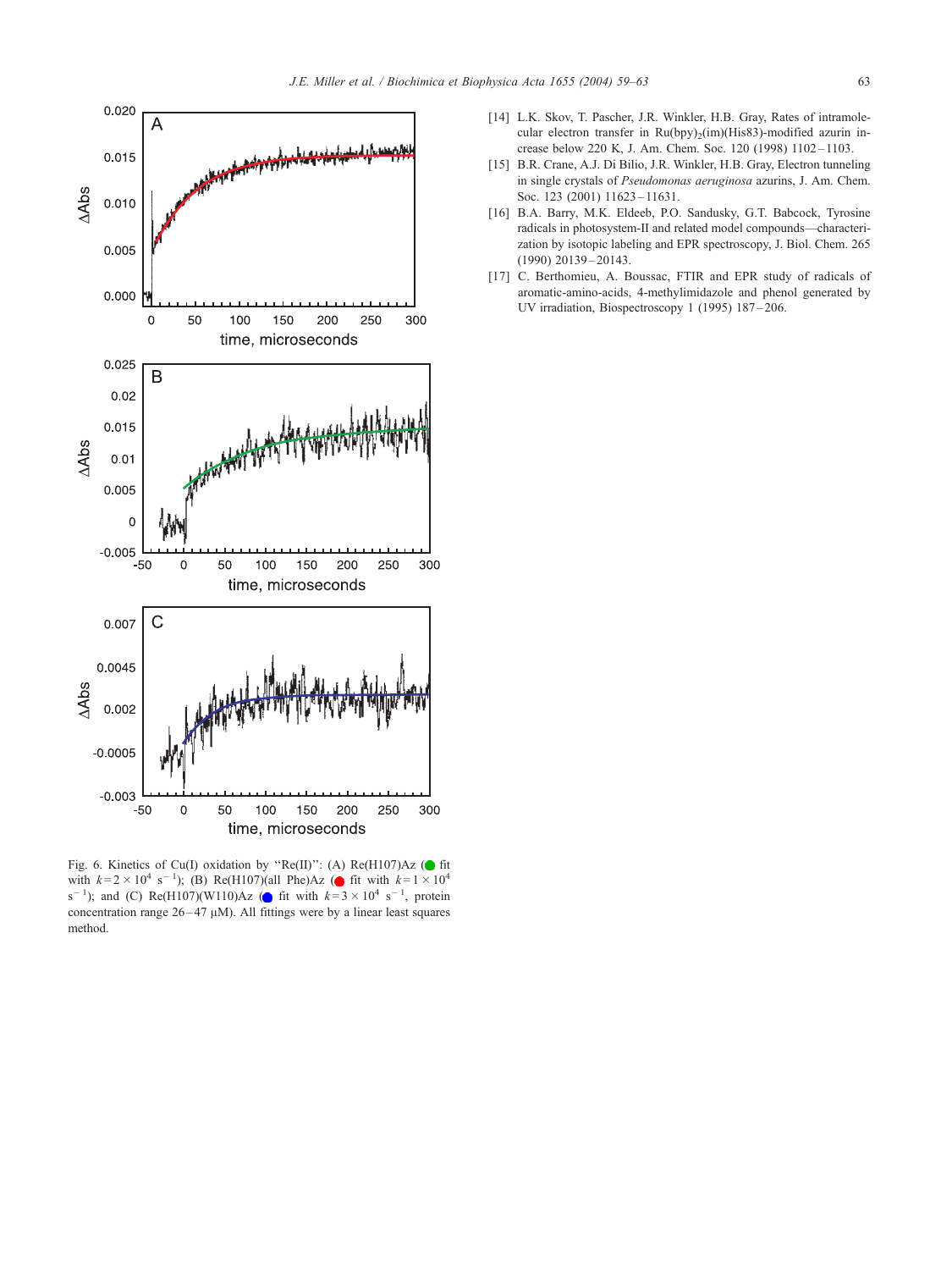A

0.020

0.015

0.010

0.005

0.000

ΔAbs

0 50 100 150 200 250 300

time, microseconds

B

0.025

0.02

0.015

0.01

0.005

0

-0.005

ΔAbs

-50 0 50 100 150 200 250 300

time, microseconds

C

0.007

0.0045

0.002

-0.0005

-0.003

ΔAbs

-50 0 50 100 150 200 250 300

time, microseconds

Fig. 6. Kinetics of Cu(I) oxidation by "Re(II)": (A) Re(H107)Az (● fit with $k = 2 \times 10^4$ $s^{-1}$); (B) Re(H107)(all Phe)Az (● fit with $k = 1 \times 10^4$ $s^{-1}$); and (C) Re(H107)(W110)Az (● fit with $k = 3 \times 10^4$ $s^{-1}$, protein concentration range 26–47 μM). All fittings were by a linear least squares method.

[14] L.K. Skov, T. Pascher, J.R. Winkler, H.B. Gray, Rates of intramolecular electron transfer in $Ru(bpy)_2(im)(His83)$-modified azurin increase below 220 K, J. Am. Chem. Soc. 120 (1998) 1102–1103.

[15] B.R. Crane, A.J. Di Bilio, J.R. Winkler, H.B. Gray, Electron tunneling in single crystals of *Pseudomonas aeruginosa* azurins, J. Am. Chem. Soc. 123 (2001) 11623–11631.

[16] B.A. Barry, M.K. Eldeeb, P.O. Sandusky, G.T. Babcock, Tyrosine radicals in photosystem-II and related model compounds—characterization by isotopic labeling and EPR spectroscopy, J. Biol. Chem. 265 (1990) 20139–20143.

[17] C. Berthomieu, A. Boussac, FTIR and EPR study of radicals of aromatic-amino-acids, 4-methylimidazole and phenol generated by UV irradiation, Biospectroscopy 1 (1995) 187–206.